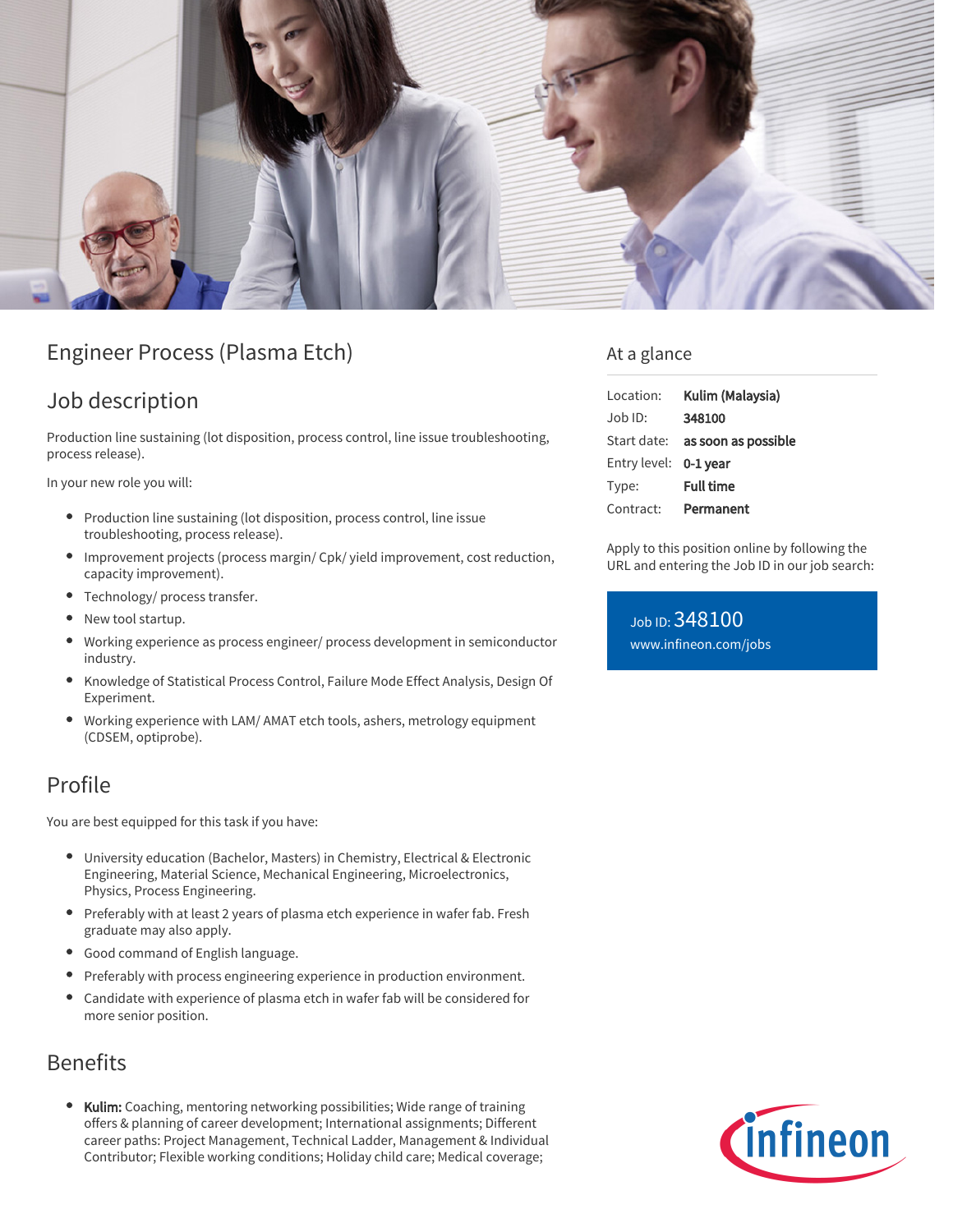# Engineer Process (Plasma Etch)

## Job description

Production line sustaining (lot disposition, process control, line issue troubleshooting, process release).

In your new role you will:

- Production line sustaining (lot disposition, process control, line issue troubleshooting, process release).
- Improvement projects (process margin/ Cpk/ yield improvement, cost reduction, capacity improvement).
- Technology/ process transfer.
- New tool startup.
- Working experience as process engineer/ process development in semiconductor industry.
- Knowledge of Statistical Process Control, Failure Mode Effect Analysis, Design Of Experiment.
- Working experience with LAM/ AMAT etch tools, ashers, metrology equipment (CDSEM, optiprobe).

## Profile

You are best equipped for this task if you have:

- University education (Bachelor, Masters) in Chemistry, Electrical & Electronic Engineering, Material Science, Mechanical Engineering, Microelectronics, Physics, Process Engineering.
- Preferably with at least 2 years of plasma etch experience in wafer fab. Fresh graduate may also apply.
- Good command of English language.
- Preferably with process engineering experience in production environment.
- Candidate with experience of plasma etch in wafer fab will be considered for more senior position.

## Benefits

- **Kulim:** Coaching, mentoring networking possibilities; Wide range of training offers & planning of career development; International assignments; Different career paths: Project Management, Technical Ladder, Management & Individual Contributor; Flexible working conditions; Holiday child care; Medical coverage;

## At a glance

| | |
|---|---|
| Location: | **Kulim (Malaysia)** |
| Job ID: | **348100** |
| Start date: | **as soon as possible** |
| Entry level: | **0-1 year** |
| Type: | **Full time** |
| Contract: | **Permanent** |

Apply to this position online by following the URL and entering the Job ID in our job search:

Job ID: 348100
www.infineon.com/jobs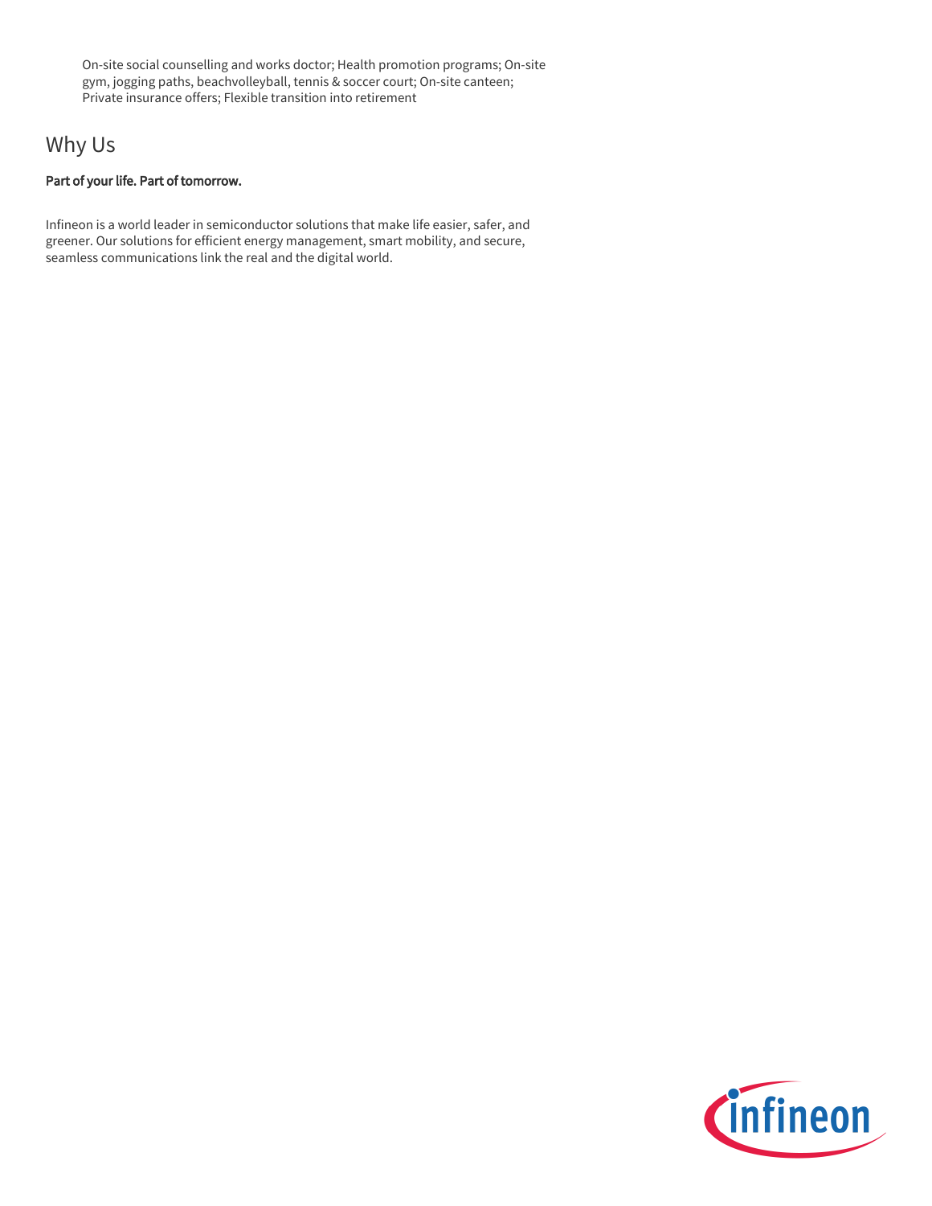On-site social counselling and works doctor; Health promotion programs; On-site gym, jogging paths, beachvolleyball, tennis & soccer court; On-site canteen; Private insurance offers; Flexible transition into retirement

## Why Us

**Part of your life. Part of tomorrow.**

Infineon is a world leader in semiconductor solutions that make life easier, safer, and greener. Our solutions for efficient energy management, smart mobility, and secure, seamless communications link the real and the digital world.